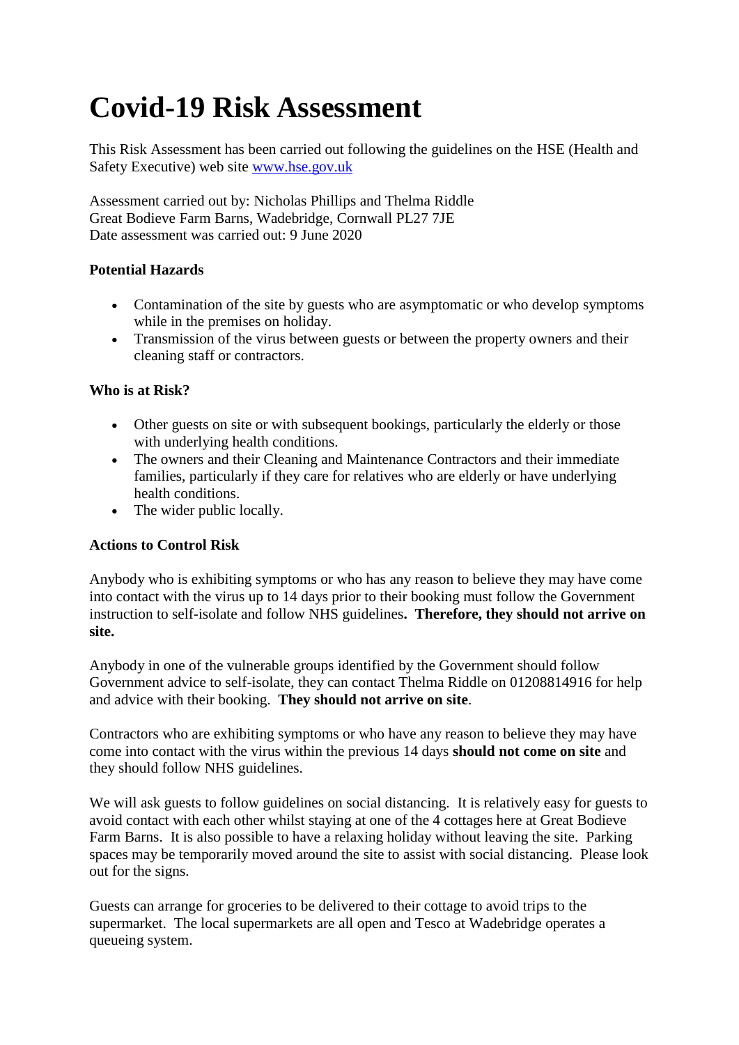# Covid-19 Risk Assessment

This Risk Assessment has been carried out following the guidelines on the HSE (Health and Safety Executive) web site [www.hse.gov.uk](http://www.hse.gov.uk)

Assessment carried out by: Nicholas Phillips and Thelma Riddle
Great Bodieve Farm Barns, Wadebridge, Cornwall PL27 7JE
Date assessment was carried out: 9 June 2020

**Potential Hazards**

- Contamination of the site by guests who are asymptomatic or who develop symptoms while in the premises on holiday.
- Transmission of the virus between guests or between the property owners and their cleaning staff or contractors.

**Who is at Risk?**

- Other guests on site or with subsequent bookings, particularly the elderly or those with underlying health conditions.
- The owners and their Cleaning and Maintenance Contractors and their immediate families, particularly if they care for relatives who are elderly or have underlying health conditions.
- The wider public locally.

**Actions to Control Risk**

Anybody who is exhibiting symptoms or who has any reason to believe they may have come into contact with the virus up to 14 days prior to their booking must follow the Government instruction to self-isolate and follow NHS guidelines**. Therefore, they should not arrive on site.**

Anybody in one of the vulnerable groups identified by the Government should follow Government advice to self-isolate, they can contact Thelma Riddle on 01208814916 for help and advice with their booking. **They should not arrive on site**.

Contractors who are exhibiting symptoms or who have any reason to believe they may have come into contact with the virus within the previous 14 days **should not come on site** and they should follow NHS guidelines.

We will ask guests to follow guidelines on social distancing. It is relatively easy for guests to avoid contact with each other whilst staying at one of the 4 cottages here at Great Bodieve Farm Barns. It is also possible to have a relaxing holiday without leaving the site. Parking spaces may be temporarily moved around the site to assist with social distancing. Please look out for the signs.

Guests can arrange for groceries to be delivered to their cottage to avoid trips to the supermarket. The local supermarkets are all open and Tesco at Wadebridge operates a queueing system.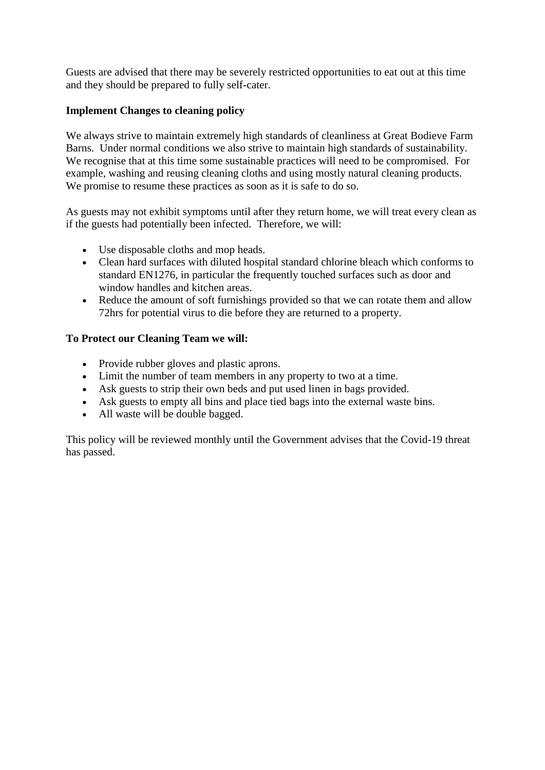Guests are advised that there may be severely restricted opportunities to eat out at this time and they should be prepared to fully self-cater.

**Implement Changes to cleaning policy**

We always strive to maintain extremely high standards of cleanliness at Great Bodieve Farm Barns. Under normal conditions we also strive to maintain high standards of sustainability. We recognise that at this time some sustainable practices will need to be compromised. For example, washing and reusing cleaning cloths and using mostly natural cleaning products. We promise to resume these practices as soon as it is safe to do so.

As guests may not exhibit symptoms until after they return home, we will treat every clean as if the guests had potentially been infected. Therefore, we will:

- Use disposable cloths and mop heads.
- Clean hard surfaces with diluted hospital standard chlorine bleach which conforms to standard EN1276, in particular the frequently touched surfaces such as door and window handles and kitchen areas.
- Reduce the amount of soft furnishings provided so that we can rotate them and allow 72hrs for potential virus to die before they are returned to a property.

**To Protect our Cleaning Team we will:**

- Provide rubber gloves and plastic aprons.
- Limit the number of team members in any property to two at a time.
- Ask guests to strip their own beds and put used linen in bags provided.
- Ask guests to empty all bins and place tied bags into the external waste bins.
- All waste will be double bagged.

This policy will be reviewed monthly until the Government advises that the Covid-19 threat has passed.